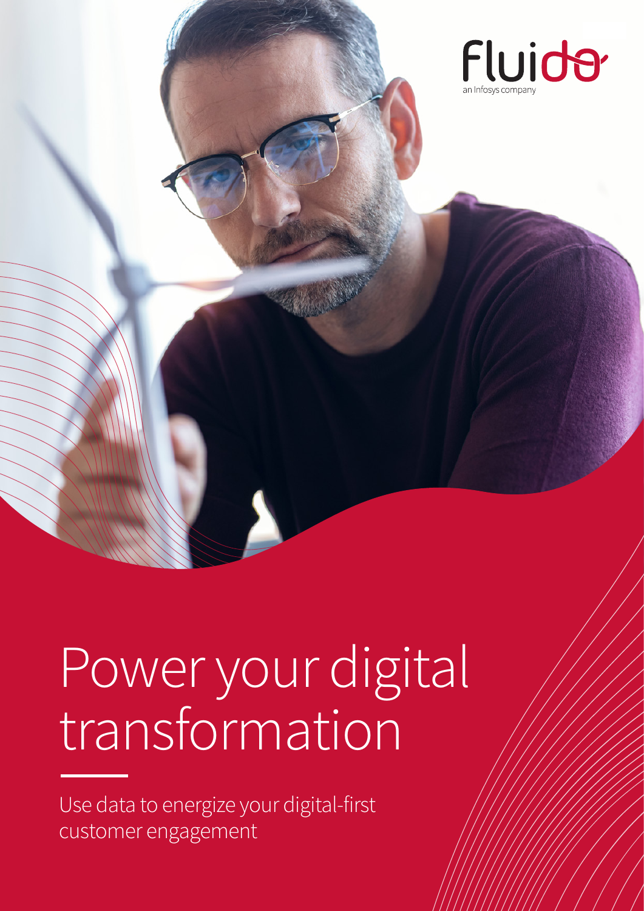Fluido
an Infosys company

# Power your digital transformation

Use data to energize your digital-first customer engagement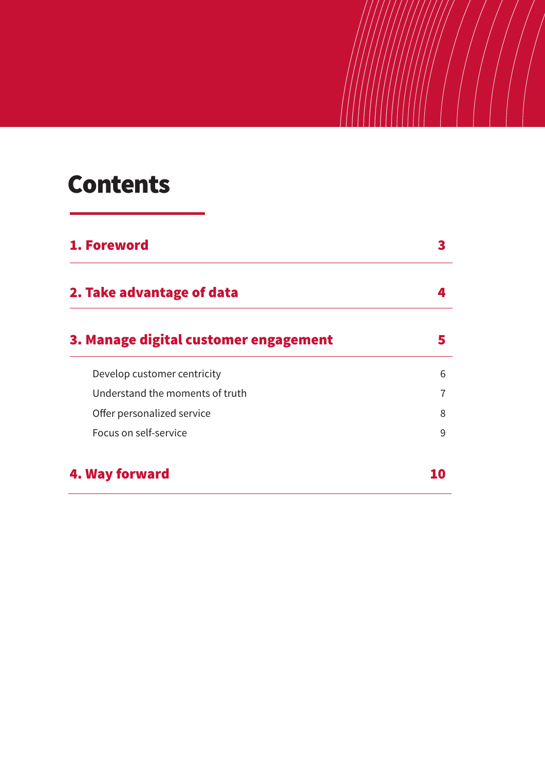# Contents

| | |
|---|---|
| **1. Foreword** | **3** |
| **2. Take advantage of data** | **4** |
| **3. Manage digital customer engagement** | **5** |
| Develop customer centricity | 6 |
| Understand the moments of truth | 7 |
| Offer personalized service | 8 |
| Focus on self-service | 9 |
| **4. Way forward** | **10** |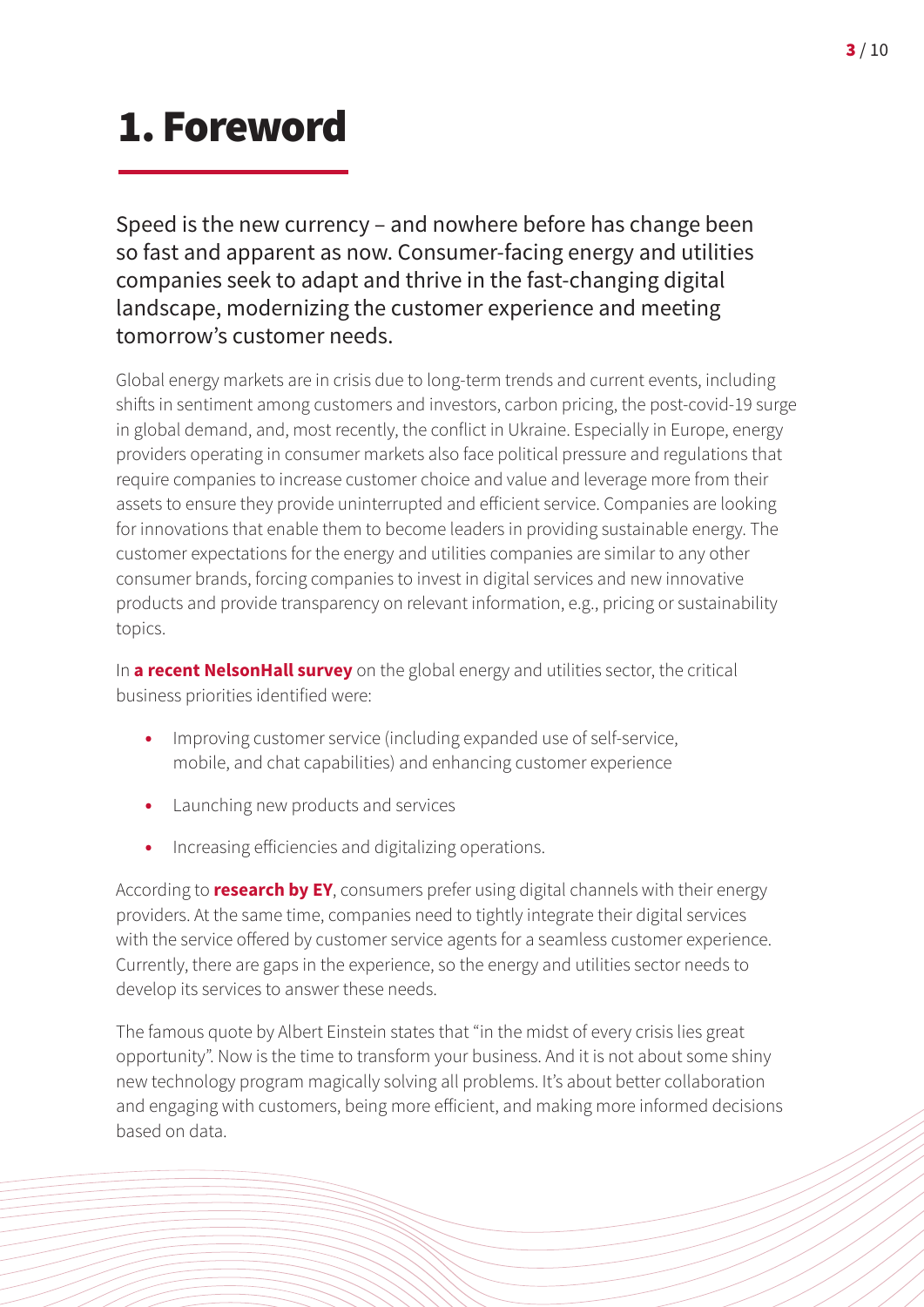# 1. Foreword

Speed is the new currency – and nowhere before has change been so fast and apparent as now. Consumer-facing energy and utilities companies seek to adapt and thrive in the fast-changing digital landscape, modernizing the customer experience and meeting tomorrow's customer needs.

Global energy markets are in crisis due to long-term trends and current events, including shifts in sentiment among customers and investors, carbon pricing, the post-covid-19 surge in global demand, and, most recently, the conflict in Ukraine. Especially in Europe, energy providers operating in consumer markets also face political pressure and regulations that require companies to increase customer choice and value and leverage more from their assets to ensure they provide uninterrupted and efficient service. Companies are looking for innovations that enable them to become leaders in providing sustainable energy. The customer expectations for the energy and utilities companies are similar to any other consumer brands, forcing companies to invest in digital services and new innovative products and provide transparency on relevant information, e.g., pricing or sustainability topics.

In **a recent NelsonHall survey** on the global energy and utilities sector, the critical business priorities identified were:

- Improving customer service (including expanded use of self-service, mobile, and chat capabilities) and enhancing customer experience
- Launching new products and services
- Increasing efficiencies and digitalizing operations.

According to **research by EY**, consumers prefer using digital channels with their energy providers. At the same time, companies need to tightly integrate their digital services with the service offered by customer service agents for a seamless customer experience. Currently, there are gaps in the experience, so the energy and utilities sector needs to develop its services to answer these needs.

The famous quote by Albert Einstein states that "in the midst of every crisis lies great opportunity". Now is the time to transform your business. And it is not about some shiny new technology program magically solving all problems. It's about better collaboration and engaging with customers, being more efficient, and making more informed decisions based on data.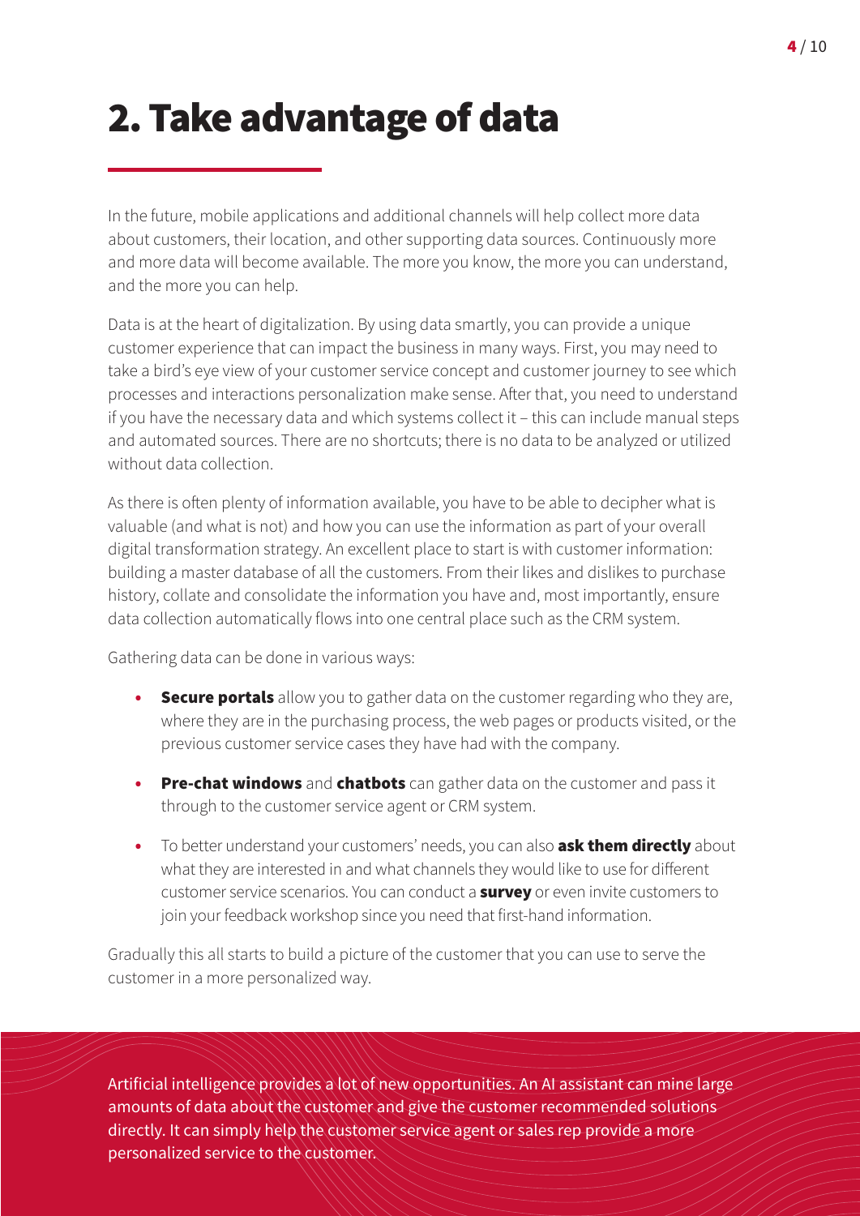# 2. Take advantage of data

In the future, mobile applications and additional channels will help collect more data about customers, their location, and other supporting data sources. Continuously more and more data will become available. The more you know, the more you can understand, and the more you can help.

Data is at the heart of digitalization. By using data smartly, you can provide a unique customer experience that can impact the business in many ways. First, you may need to take a bird's eye view of your customer service concept and customer journey to see which processes and interactions personalization make sense. After that, you need to understand if you have the necessary data and which systems collect it – this can include manual steps and automated sources. There are no shortcuts; there is no data to be analyzed or utilized without data collection.

As there is often plenty of information available, you have to be able to decipher what is valuable (and what is not) and how you can use the information as part of your overall digital transformation strategy. An excellent place to start is with customer information: building a master database of all the customers. From their likes and dislikes to purchase history, collate and consolidate the information you have and, most importantly, ensure data collection automatically flows into one central place such as the CRM system.

Gathering data can be done in various ways:

- **Secure portals** allow you to gather data on the customer regarding who they are, where they are in the purchasing process, the web pages or products visited, or the previous customer service cases they have had with the company.
- **Pre-chat windows** and **chatbots** can gather data on the customer and pass it through to the customer service agent or CRM system.
- To better understand your customers' needs, you can also **ask them directly** about what they are interested in and what channels they would like to use for different customer service scenarios. You can conduct a **survey** or even invite customers to join your feedback workshop since you need that first-hand information.

Gradually this all starts to build a picture of the customer that you can use to serve the customer in a more personalized way.

Artificial intelligence provides a lot of new opportunities. An AI assistant can mine large amounts of data about the customer and give the customer recommended solutions directly. It can simply help the customer service agent or sales rep provide a more personalized service to the customer.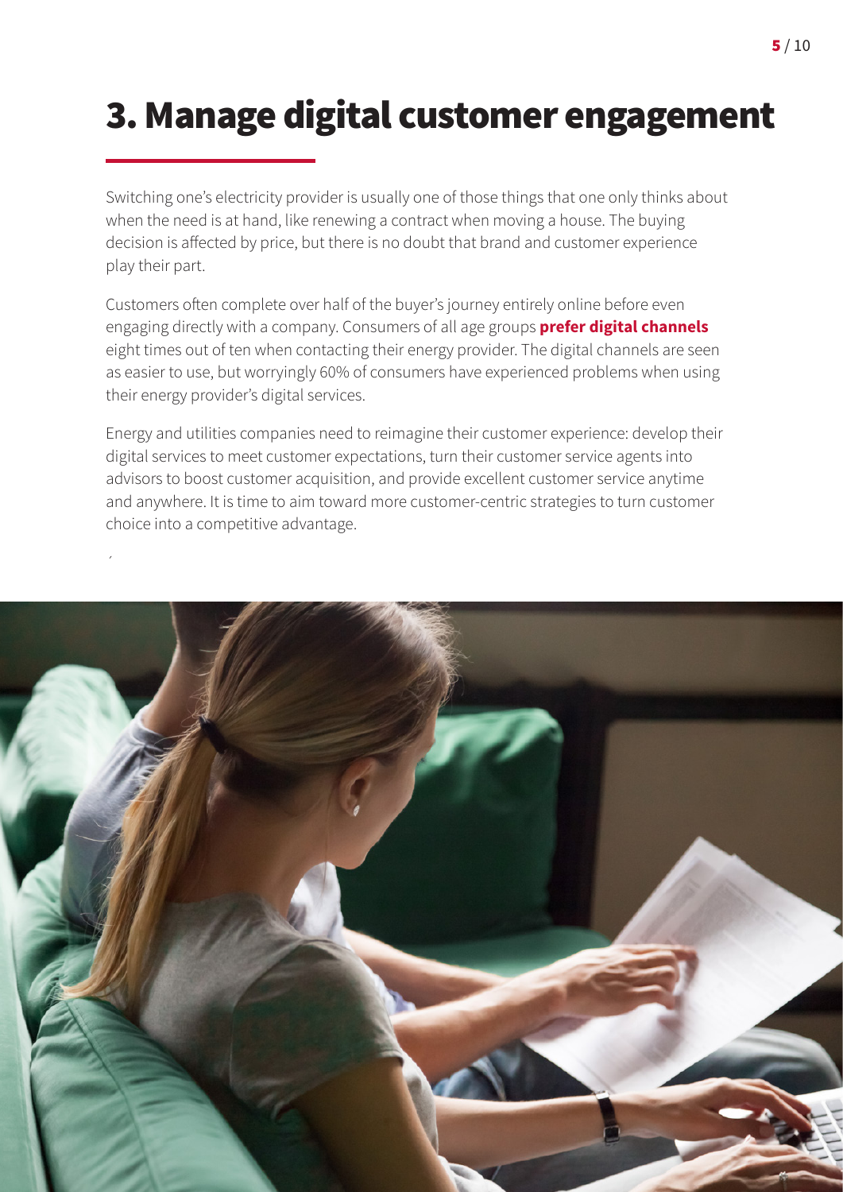# 3. Manage digital customer engagement

Switching one's electricity provider is usually one of those things that one only thinks about when the need is at hand, like renewing a contract when moving a house. The buying decision is affected by price, but there is no doubt that brand and customer experience play their part.

Customers often complete over half of the buyer's journey entirely online before even engaging directly with a company. Consumers of all age groups **prefer digital channels** eight times out of ten when contacting their energy provider. The digital channels are seen as easier to use, but worryingly 60% of consumers have experienced problems when using their energy provider's digital services.

Energy and utilities companies need to reimagine their customer experience: develop their digital services to meet customer expectations, turn their customer service agents into advisors to boost customer acquisition, and provide excellent customer service anytime and anywhere. It is time to aim toward more customer-centric strategies to turn customer choice into a competitive advantage.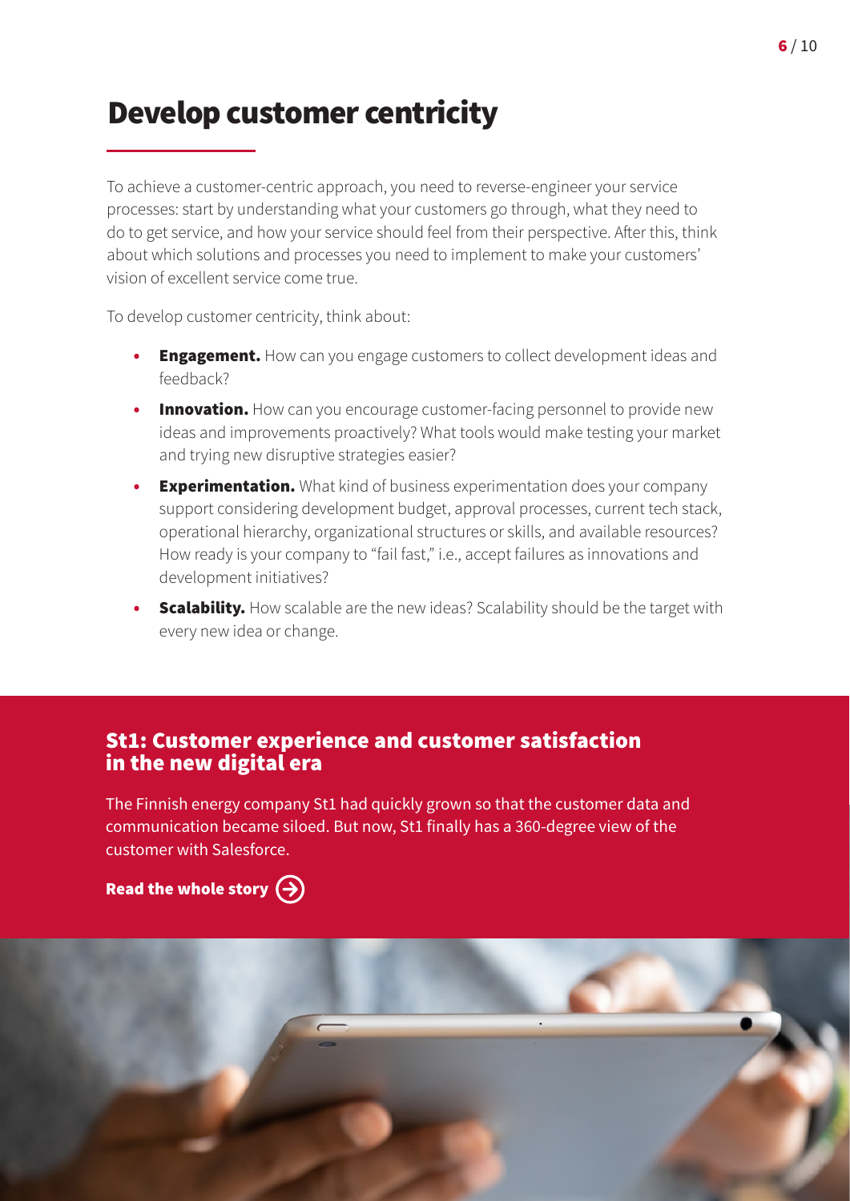# Develop customer centricity

To achieve a customer-centric approach, you need to reverse-engineer your service processes: start by understanding what your customers go through, what they need to do to get service, and how your service should feel from their perspective. After this, think about which solutions and processes you need to implement to make your customers' vision of excellent service come true.

To develop customer centricity, think about:

- **Engagement.** How can you engage customers to collect development ideas and feedback?
- **Innovation.** How can you encourage customer-facing personnel to provide new ideas and improvements proactively? What tools would make testing your market and trying new disruptive strategies easier?
- **Experimentation.** What kind of business experimentation does your company support considering development budget, approval processes, current tech stack, operational hierarchy, organizational structures or skills, and available resources? How ready is your company to "fail fast," i.e., accept failures as innovations and development initiatives?
- **Scalability.** How scalable are the new ideas? Scalability should be the target with every new idea or change.

## St1: Customer experience and customer satisfaction in the new digital era

The Finnish energy company St1 had quickly grown so that the customer data and communication became siloed. But now, St1 finally has a 360-degree view of the customer with Salesforce.

**Read the whole story**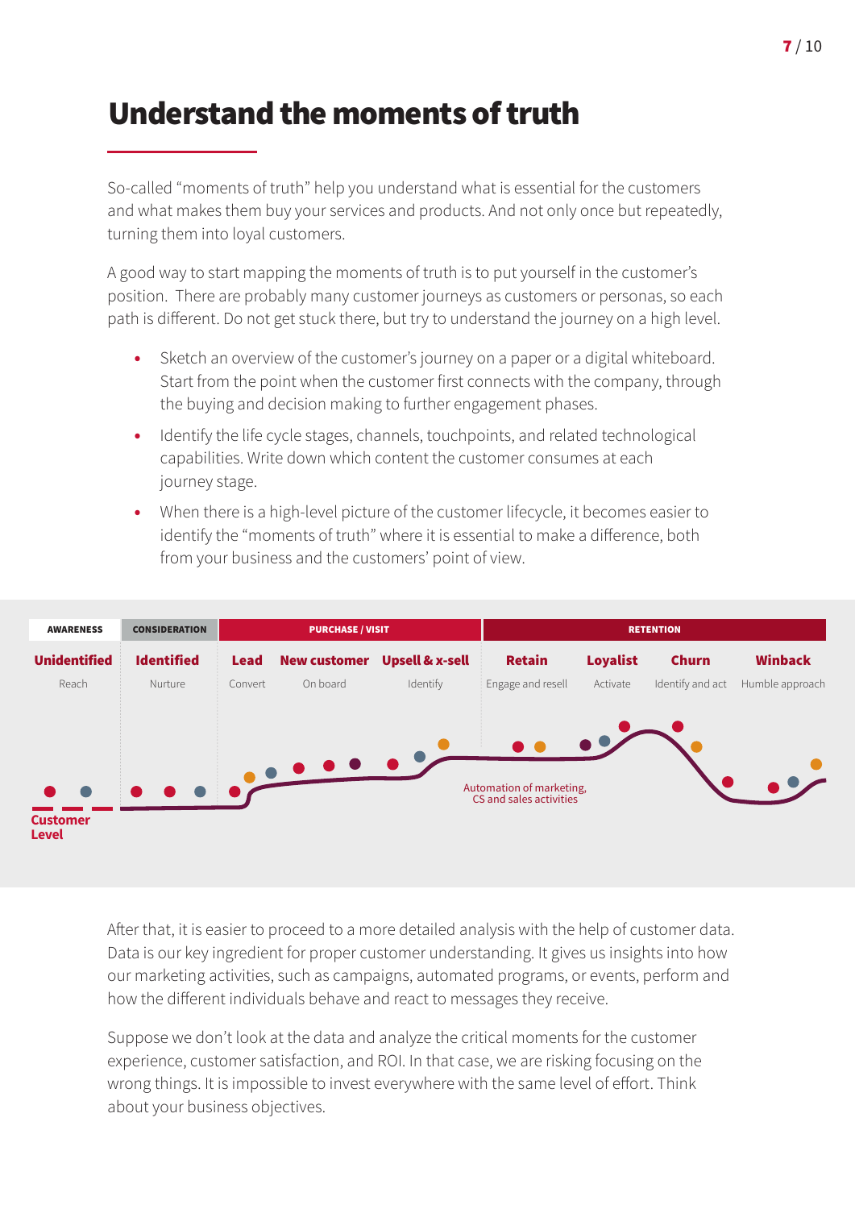# Understand the moments of truth

So-called "moments of truth" help you understand what is essential for the customers and what makes them buy your services and products. And not only once but repeatedly, turning them into loyal customers.

A good way to start mapping the moments of truth is to put yourself in the customer's position. There are probably many customer journeys as customers or personas, so each path is different. Do not get stuck there, but try to understand the journey on a high level.

- Sketch an overview of the customer's journey on a paper or a digital whiteboard. Start from the point when the customer first connects with the company, through the buying and decision making to further engagement phases.
- Identify the life cycle stages, channels, touchpoints, and related technological capabilities. Write down which content the customer consumes at each journey stage.
- When there is a high-level picture of the customer lifecycle, it becomes easier to identify the "moments of truth" where it is essential to make a difference, both from your business and the customers' point of view.

| AWARENESS | CONSIDERATION | PURCHASE / VISIT | | | RETENTION | | | |
|---|---|---|---|---|---|---|---|---|
| **Unidentified** | **Identified** | **Lead** | **New customer** | **Upsell & x-sell** | **Retain** | **Loyalist** | **Churn** | **Winback** |
| Reach | Nurture | Convert | On board | Identify | Engage and resell | Activate | Identify and act | Humble approach |

Customer Level

Automation of marketing, CS and sales activities

After that, it is easier to proceed to a more detailed analysis with the help of customer data. Data is our key ingredient for proper customer understanding. It gives us insights into how our marketing activities, such as campaigns, automated programs, or events, perform and how the different individuals behave and react to messages they receive.

Suppose we don't look at the data and analyze the critical moments for the customer experience, customer satisfaction, and ROI. In that case, we are risking focusing on the wrong things. It is impossible to invest everywhere with the same level of effort. Think about your business objectives.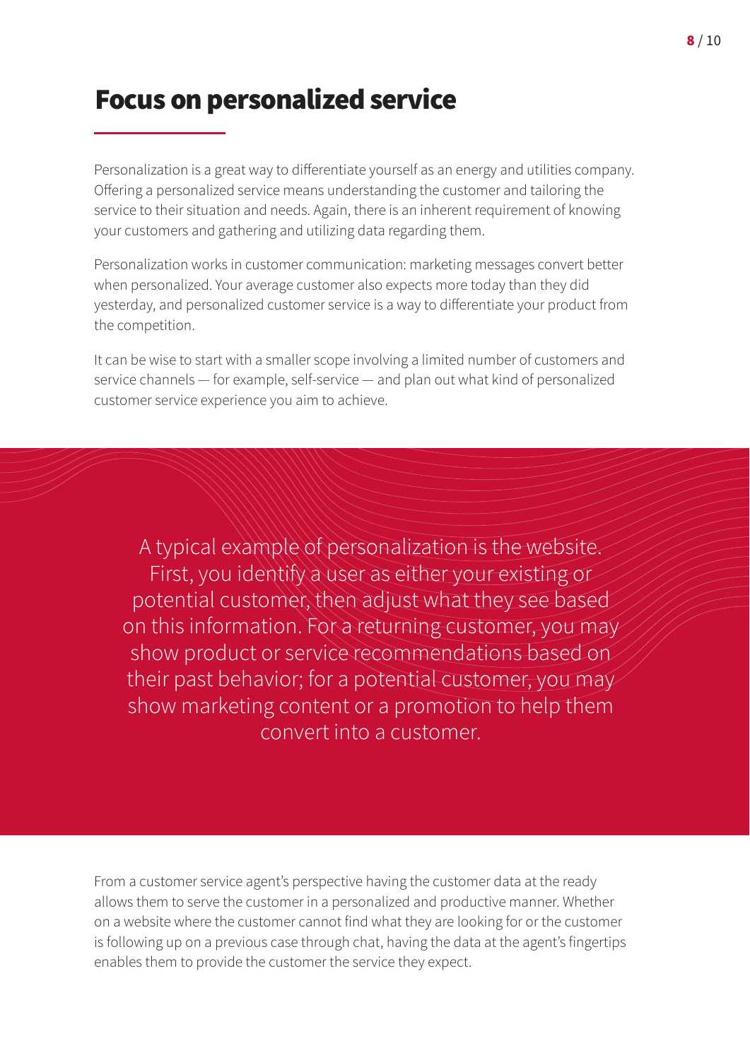# Focus on personalized service

Personalization is a great way to differentiate yourself as an energy and utilities company. Offering a personalized service means understanding the customer and tailoring the service to their situation and needs. Again, there is an inherent requirement of knowing your customers and gathering and utilizing data regarding them.

Personalization works in customer communication: marketing messages convert better when personalized. Your average customer also expects more today than they did yesterday, and personalized customer service is a way to differentiate your product from the competition.

It can be wise to start with a smaller scope involving a limited number of customers and service channels — for example, self-service — and plan out what kind of personalized customer service experience you aim to achieve.

> A typical example of personalization is the website. First, you identify a user as either your existing or potential customer, then adjust what they see based on this information. For a returning customer, you may show product or service recommendations based on their past behavior; for a potential customer, you may show marketing content or a promotion to help them convert into a customer.

From a customer service agent's perspective having the customer data at the ready allows them to serve the customer in a personalized and productive manner. Whether on a website where the customer cannot find what they are looking for or the customer is following up on a previous case through chat, having the data at the agent's fingertips enables them to provide the customer the service they expect.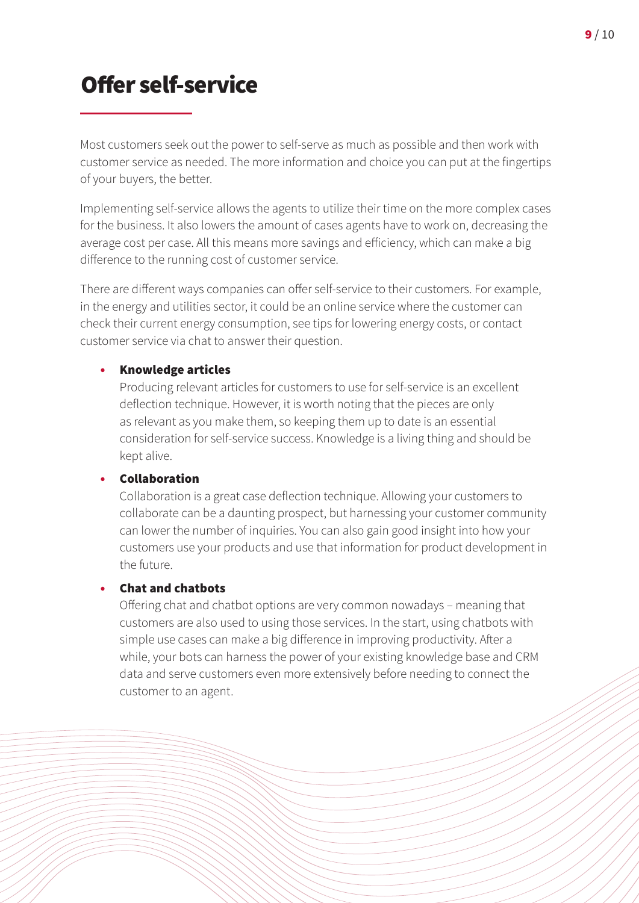# Offer self-service

Most customers seek out the power to self-serve as much as possible and then work with customer service as needed. The more information and choice you can put at the fingertips of your buyers, the better.

Implementing self-service allows the agents to utilize their time on the more complex cases for the business. It also lowers the amount of cases agents have to work on, decreasing the average cost per case. All this means more savings and efficiency, which can make a big difference to the running cost of customer service.

There are different ways companies can offer self-service to their customers. For example, in the energy and utilities sector, it could be an online service where the customer can check their current energy consumption, see tips for lowering energy costs, or contact customer service via chat to answer their question.

- **Knowledge articles**
  Producing relevant articles for customers to use for self-service is an excellent deflection technique. However, it is worth noting that the pieces are only as relevant as you make them, so keeping them up to date is an essential consideration for self-service success. Knowledge is a living thing and should be kept alive.

- **Collaboration**
  Collaboration is a great case deflection technique. Allowing your customers to collaborate can be a daunting prospect, but harnessing your customer community can lower the number of inquiries. You can also gain good insight into how your customers use your products and use that information for product development in the future.

- **Chat and chatbots**
  Offering chat and chatbot options are very common nowadays – meaning that customers are also used to using those services. In the start, using chatbots with simple use cases can make a big difference in improving productivity. After a while, your bots can harness the power of your existing knowledge base and CRM data and serve customers even more extensively before needing to connect the customer to an agent.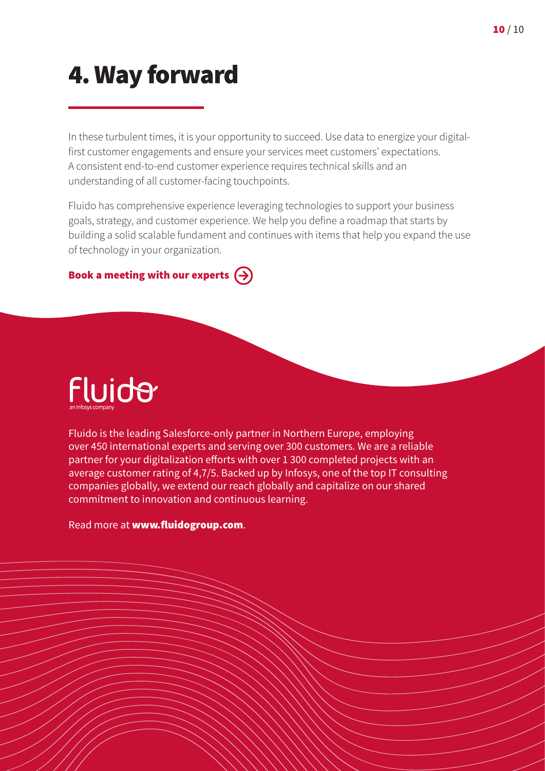# 4. Way forward

In these turbulent times, it is your opportunity to succeed. Use data to energize your digital-first customer engagements and ensure your services meet customers' expectations. A consistent end-to-end customer experience requires technical skills and an understanding of all customer-facing touchpoints.

Fluido has comprehensive experience leveraging technologies to support your business goals, strategy, and customer experience. We help you define a roadmap that starts by building a solid scalable fundament and continues with items that help you expand the use of technology in your organization.

**Book a meeting with our experts**

fluido
an Infosys company

Fluido is the leading Salesforce-only partner in Northern Europe, employing over 450 international experts and serving over 300 customers. We are a reliable partner for your digitalization efforts with over 1 300 completed projects with an average customer rating of 4,7/5. Backed up by Infosys, one of the top IT consulting companies globally, we extend our reach globally and capitalize on our shared commitment to innovation and continuous learning.

Read more at **www.fluidogroup.com**.